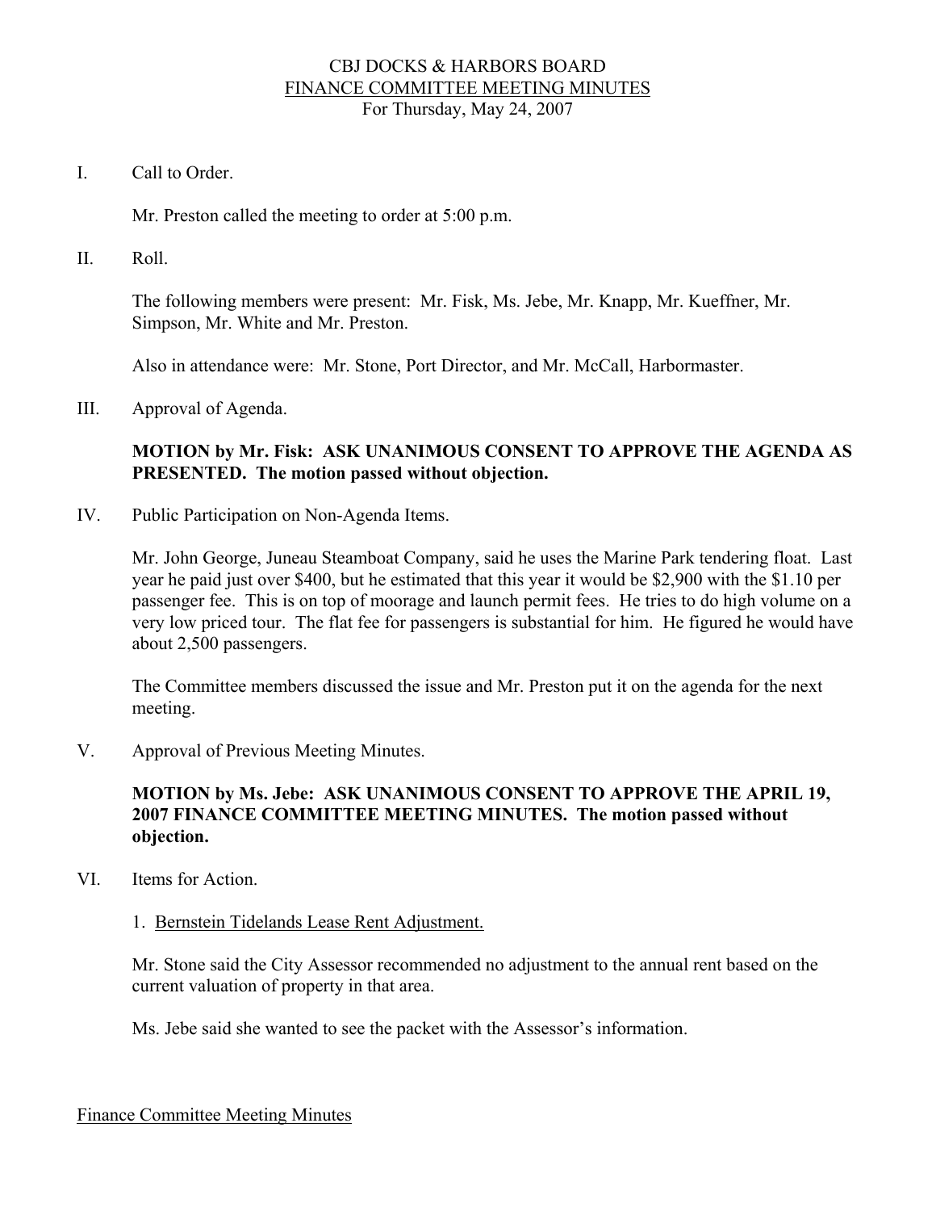# CBJ DOCKS & HARBORS BOARD

## FINANCE COMMITTEE MEETING MINUTES

For Thursday, May 24, 2007

I. Call to Order.

Mr. Preston called the meeting to order at 5:00 p.m.

II. Roll.

The following members were present: Mr. Fisk, Ms. Jebe, Mr. Knapp, Mr. Kueffner, Mr. Simpson, Mr. White and Mr. Preston.

Also in attendance were: Mr. Stone, Port Director, and Mr. McCall, Harbormaster.

III. Approval of Agenda.

**MOTION by Mr. Fisk: ASK UNANIMOUS CONSENT TO APPROVE THE AGENDA AS PRESENTED. The motion passed without objection.**

IV. Public Participation on Non-Agenda Items.

Mr. John George, Juneau Steamboat Company, said he uses the Marine Park tendering float. Last year he paid just over $400, but he estimated that this year it would be $2,900 with the $1.10 per passenger fee. This is on top of moorage and launch permit fees. He tries to do high volume on a very low priced tour. The flat fee for passengers is substantial for him. He figured he would have about 2,500 passengers.

The Committee members discussed the issue and Mr. Preston put it on the agenda for the next meeting.

V. Approval of Previous Meeting Minutes.

**MOTION by Ms. Jebe: ASK UNANIMOUS CONSENT TO APPROVE THE APRIL 19, 2007 FINANCE COMMITTEE MEETING MINUTES. The motion passed without objection.**

VI. Items for Action.

1. Bernstein Tidelands Lease Rent Adjustment.

Mr. Stone said the City Assessor recommended no adjustment to the annual rent based on the current valuation of property in that area.

Ms. Jebe said she wanted to see the packet with the Assessor's information.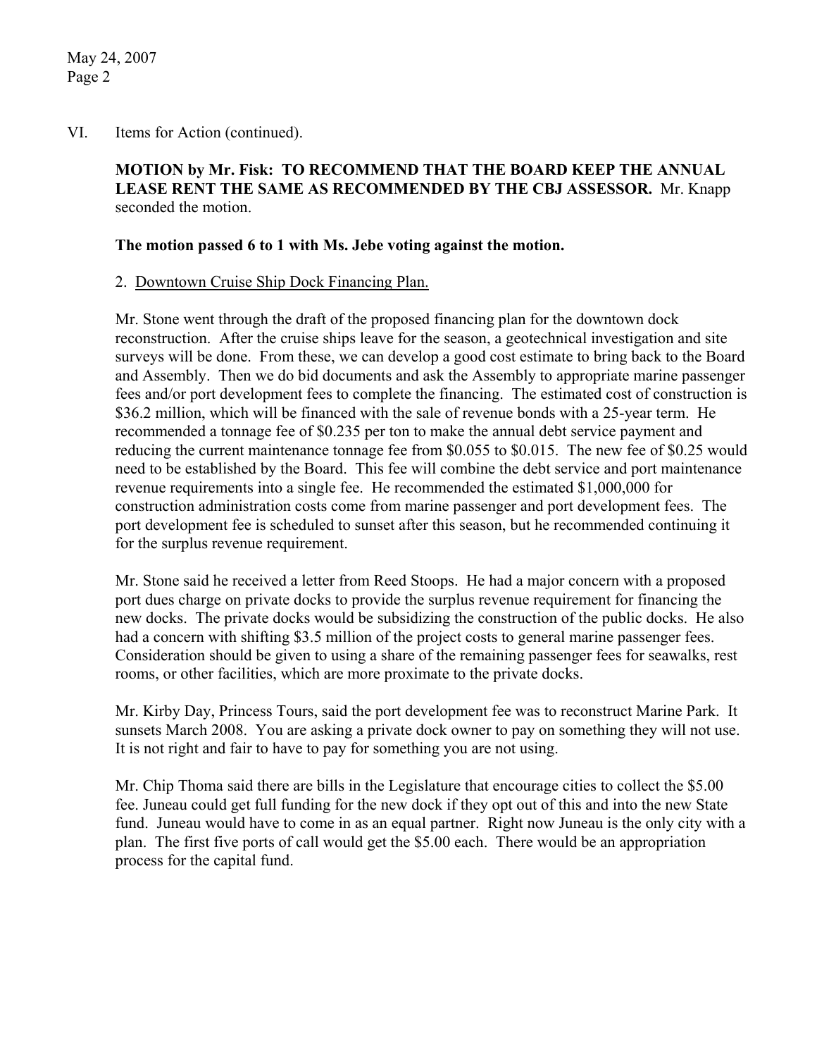VI. Items for Action (continued).

**MOTION by Mr. Fisk: TO RECOMMEND THAT THE BOARD KEEP THE ANNUAL LEASE RENT THE SAME AS RECOMMENDED BY THE CBJ ASSESSOR.** Mr. Knapp seconded the motion.

**The motion passed 6 to 1 with Ms. Jebe voting against the motion.**

2. Downtown Cruise Ship Dock Financing Plan.

Mr. Stone went through the draft of the proposed financing plan for the downtown dock reconstruction. After the cruise ships leave for the season, a geotechnical investigation and site surveys will be done. From these, we can develop a good cost estimate to bring back to the Board and Assembly. Then we do bid documents and ask the Assembly to appropriate marine passenger fees and/or port development fees to complete the financing. The estimated cost of construction is \$36.2 million, which will be financed with the sale of revenue bonds with a 25-year term. He recommended a tonnage fee of \$0.235 per ton to make the annual debt service payment and reducing the current maintenance tonnage fee from \$0.055 to \$0.015. The new fee of \$0.25 would need to be established by the Board. This fee will combine the debt service and port maintenance revenue requirements into a single fee. He recommended the estimated \$1,000,000 for construction administration costs come from marine passenger and port development fees. The port development fee is scheduled to sunset after this season, but he recommended continuing it for the surplus revenue requirement.

Mr. Stone said he received a letter from Reed Stoops. He had a major concern with a proposed port dues charge on private docks to provide the surplus revenue requirement for financing the new docks. The private docks would be subsidizing the construction of the public docks. He also had a concern with shifting \$3.5 million of the project costs to general marine passenger fees. Consideration should be given to using a share of the remaining passenger fees for seawalks, rest rooms, or other facilities, which are more proximate to the private docks.

Mr. Kirby Day, Princess Tours, said the port development fee was to reconstruct Marine Park. It sunsets March 2008. You are asking a private dock owner to pay on something they will not use. It is not right and fair to have to pay for something you are not using.

Mr. Chip Thoma said there are bills in the Legislature that encourage cities to collect the \$5.00 fee. Juneau could get full funding for the new dock if they opt out of this and into the new State fund. Juneau would have to come in as an equal partner. Right now Juneau is the only city with a plan. The first five ports of call would get the \$5.00 each. There would be an appropriation process for the capital fund.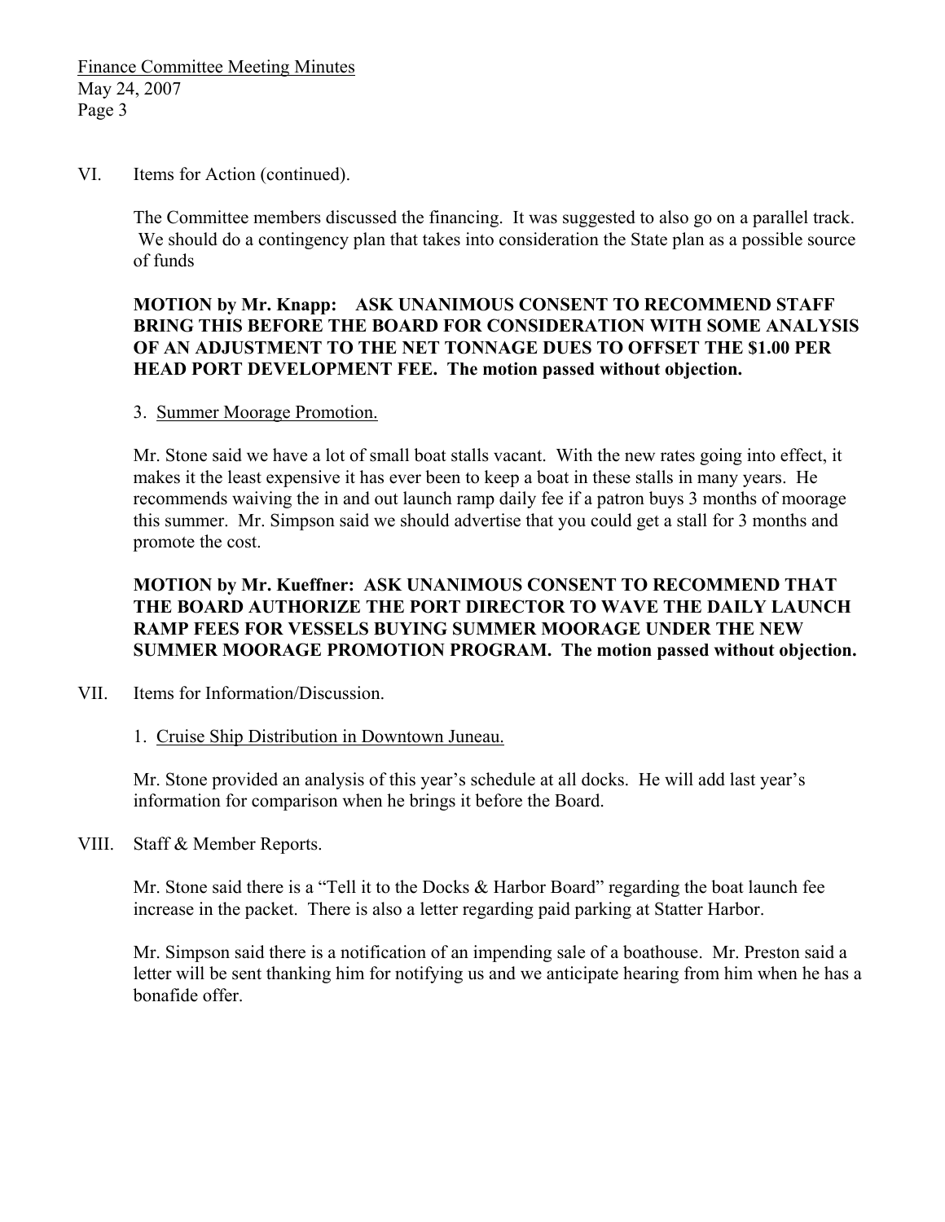VI. Items for Action (continued).

The Committee members discussed the financing. It was suggested to also go on a parallel track. We should do a contingency plan that takes into consideration the State plan as a possible source of funds

**MOTION by Mr. Knapp: ASK UNANIMOUS CONSENT TO RECOMMEND STAFF BRING THIS BEFORE THE BOARD FOR CONSIDERATION WITH SOME ANALYSIS OF AN ADJUSTMENT TO THE NET TONNAGE DUES TO OFFSET THE $1.00 PER HEAD PORT DEVELOPMENT FEE. The motion passed without objection.**

3. Summer Moorage Promotion.

Mr. Stone said we have a lot of small boat stalls vacant. With the new rates going into effect, it makes it the least expensive it has ever been to keep a boat in these stalls in many years. He recommends waiving the in and out launch ramp daily fee if a patron buys 3 months of moorage this summer. Mr. Simpson said we should advertise that you could get a stall for 3 months and promote the cost.

**MOTION by Mr. Kueffner: ASK UNANIMOUS CONSENT TO RECOMMEND THAT THE BOARD AUTHORIZE THE PORT DIRECTOR TO WAVE THE DAILY LAUNCH RAMP FEES FOR VESSELS BUYING SUMMER MOORAGE UNDER THE NEW SUMMER MOORAGE PROMOTION PROGRAM. The motion passed without objection.**

VII. Items for Information/Discussion.

1. Cruise Ship Distribution in Downtown Juneau.

Mr. Stone provided an analysis of this year's schedule at all docks. He will add last year's information for comparison when he brings it before the Board.

VIII. Staff & Member Reports.

Mr. Stone said there is a "Tell it to the Docks & Harbor Board" regarding the boat launch fee increase in the packet. There is also a letter regarding paid parking at Statter Harbor.

Mr. Simpson said there is a notification of an impending sale of a boathouse. Mr. Preston said a letter will be sent thanking him for notifying us and we anticipate hearing from him when he has a bonafide offer.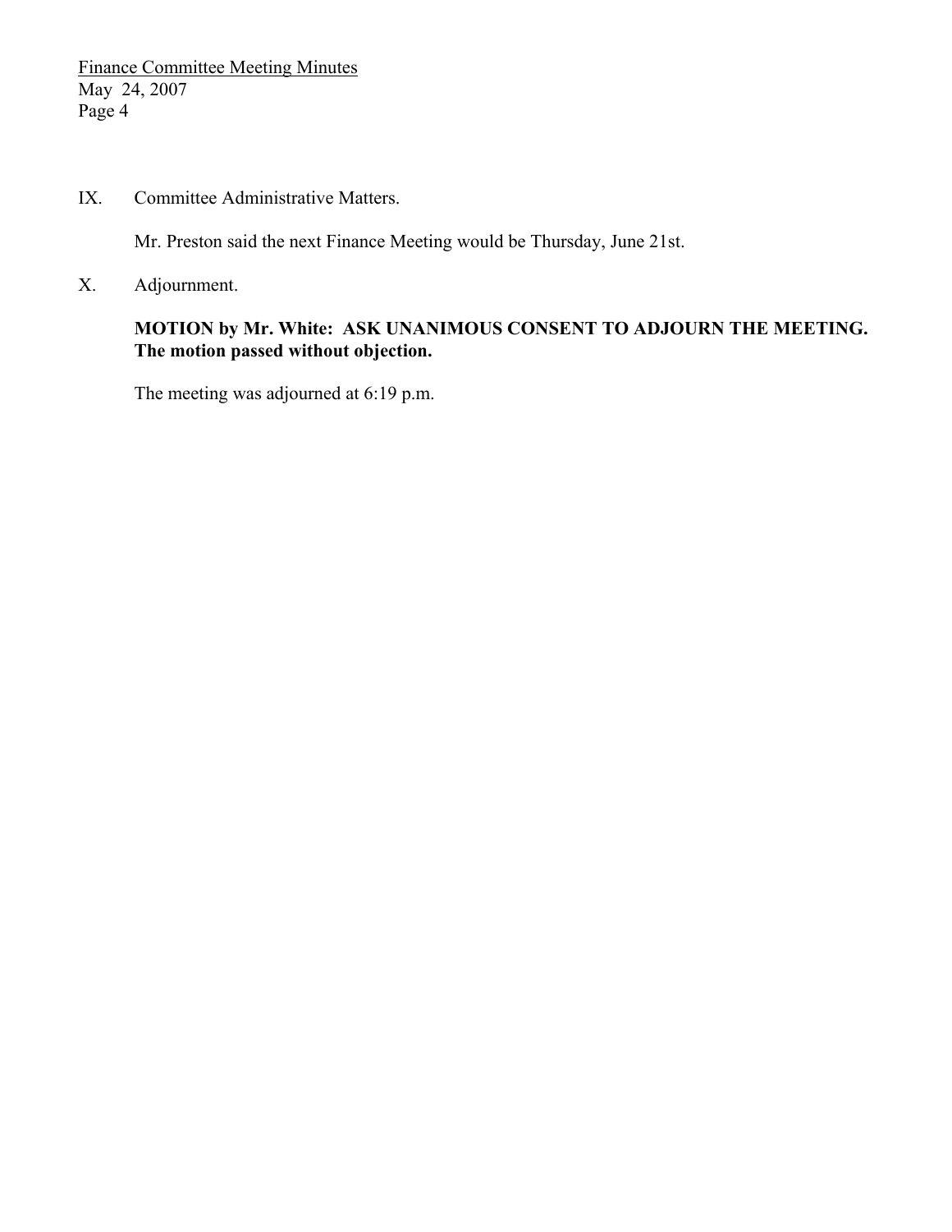IX. Committee Administrative Matters.

Mr. Preston said the next Finance Meeting would be Thursday, June 21st.

X. Adjournment.

**MOTION by Mr. White: ASK UNANIMOUS CONSENT TO ADJOURN THE MEETING. The motion passed without objection.**

The meeting was adjourned at 6:19 p.m.